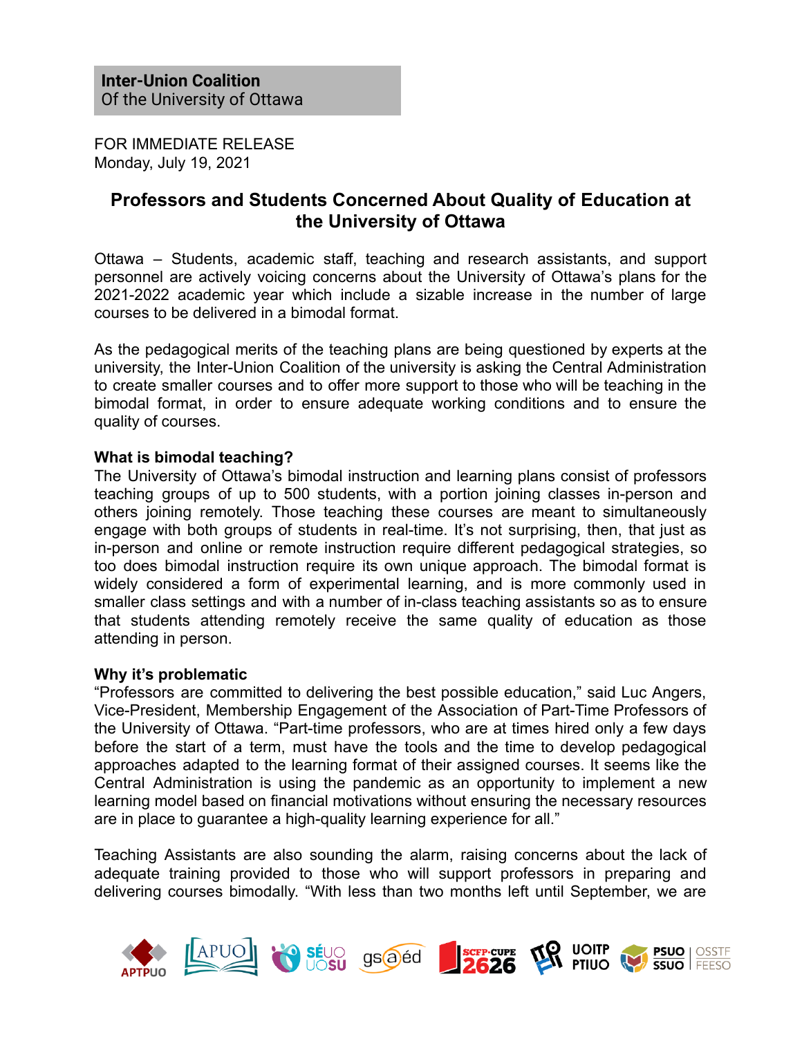**Inter-Union Coalition**
Of the University of Ottawa

FOR IMMEDIATE RELEASE
Monday, July 19, 2021

## Professors and Students Concerned About Quality of Education at the University of Ottawa

Ottawa – Students, academic staff, teaching and research assistants, and support personnel are actively voicing concerns about the University of Ottawa's plans for the 2021-2022 academic year which include a sizable increase in the number of large courses to be delivered in a bimodal format.

As the pedagogical merits of the teaching plans are being questioned by experts at the university, the Inter-Union Coalition of the university is asking the Central Administration to create smaller courses and to offer more support to those who will be teaching in the bimodal format, in order to ensure adequate working conditions and to ensure the quality of courses.

**What is bimodal teaching?**
The University of Ottawa's bimodal instruction and learning plans consist of professors teaching groups of up to 500 students, with a portion joining classes in-person and others joining remotely. Those teaching these courses are meant to simultaneously engage with both groups of students in real-time. It's not surprising, then, that just as in-person and online or remote instruction require different pedagogical strategies, so too does bimodal instruction require its own unique approach. The bimodal format is widely considered a form of experimental learning, and is more commonly used in smaller class settings and with a number of in-class teaching assistants so as to ensure that students attending remotely receive the same quality of education as those attending in person.

**Why it's problematic**
"Professors are committed to delivering the best possible education," said Luc Angers, Vice-President, Membership Engagement of the Association of Part-Time Professors of the University of Ottawa. "Part-time professors, who are at times hired only a few days before the start of a term, must have the tools and the time to develop pedagogical approaches adapted to the learning format of their assigned courses. It seems like the Central Administration is using the pandemic as an opportunity to implement a new learning model based on financial motivations without ensuring the necessary resources are in place to guarantee a high-quality learning experience for all."

Teaching Assistants are also sounding the alarm, raising concerns about the lack of adequate training provided to those who will support professors in preparing and delivering courses bimodally. "With less than two months left until September, we are

APTPUO | APUO | SÉUO UOSU | gs@éd | SCFP·CUPE 2626 | UOITP PTIUO | PSUO SSUO | OSSTF FEESO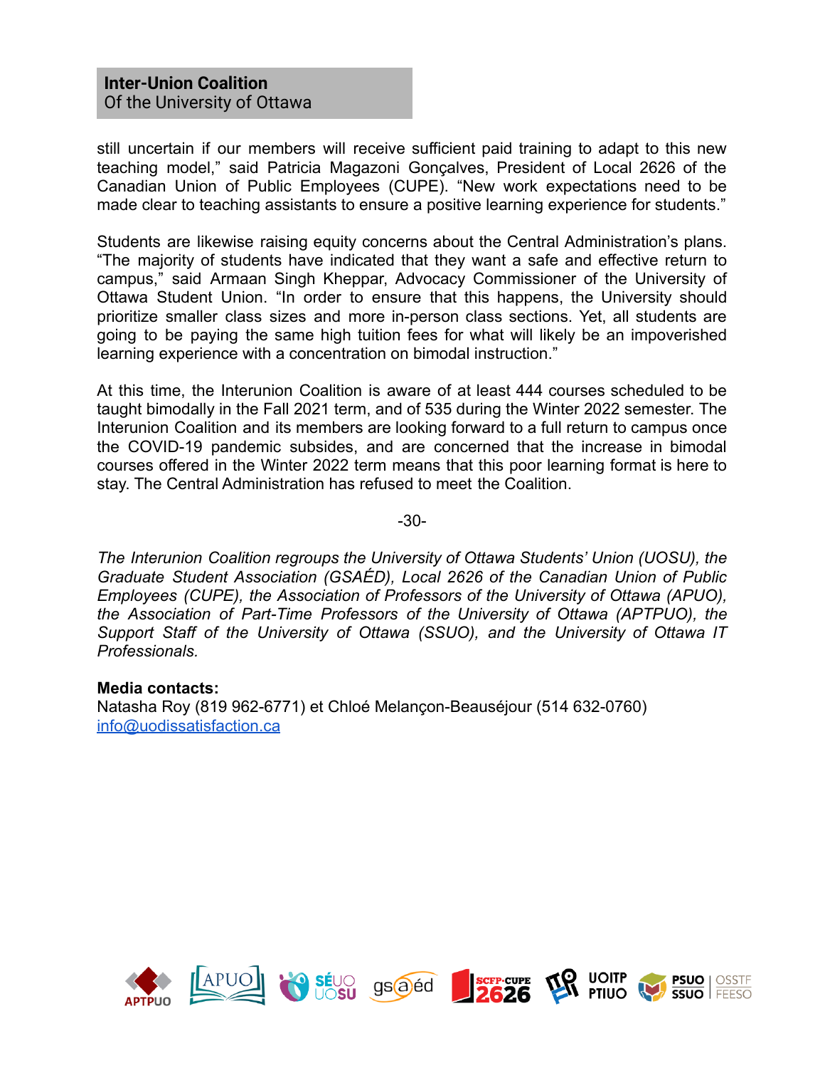still uncertain if our members will receive sufficient paid training to adapt to this new teaching model," said Patricia Magazoni Gonçalves, President of Local 2626 of the Canadian Union of Public Employees (CUPE). "New work expectations need to be made clear to teaching assistants to ensure a positive learning experience for students."

Students are likewise raising equity concerns about the Central Administration's plans. "The majority of students have indicated that they want a safe and effective return to campus," said Armaan Singh Kheppar, Advocacy Commissioner of the University of Ottawa Student Union. "In order to ensure that this happens, the University should prioritize smaller class sizes and more in-person class sections. Yet, all students are going to be paying the same high tuition fees for what will likely be an impoverished learning experience with a concentration on bimodal instruction."

At this time, the Interunion Coalition is aware of at least 444 courses scheduled to be taught bimodally in the Fall 2021 term, and of 535 during the Winter 2022 semester. The Interunion Coalition and its members are looking forward to a full return to campus once the COVID-19 pandemic subsides, and are concerned that the increase in bimodal courses offered in the Winter 2022 term means that this poor learning format is here to stay. The Central Administration has refused to meet the Coalition.

-30-

*The Interunion Coalition regroups the University of Ottawa Students' Union (UOSU), the Graduate Student Association (GSAÉD), Local 2626 of the Canadian Union of Public Employees (CUPE), the Association of Professors of the University of Ottawa (APUO), the Association of Part-Time Professors of the University of Ottawa (APTPUO), the Support Staff of the University of Ottawa (SSUO), and the University of Ottawa IT Professionals.*

**Media contacts:**
Natasha Roy (819 962-6771) et Chloé Melançon-Beauséjour (514 632-0760)
info@uodissatisfaction.ca